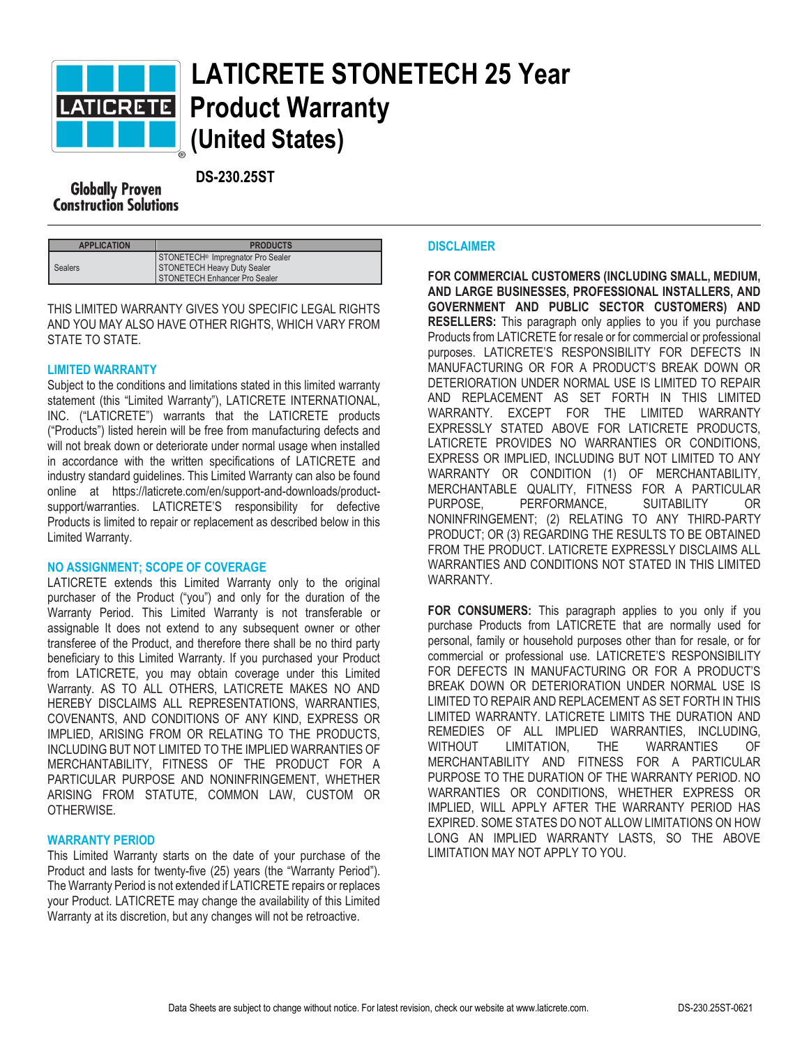# LATICRETE STONETECH 25 Year Product Warranty (United States)

**DS-230.25ST**

Globally Proven Construction Solutions

| APPLICATION | PRODUCTS |
|---|---|
| Sealers | STONETECH® Impregnator Pro Sealer<br>STONETECH Heavy Duty Sealer<br>STONETECH Enhancer Pro Sealer |

THIS LIMITED WARRANTY GIVES YOU SPECIFIC LEGAL RIGHTS AND YOU MAY ALSO HAVE OTHER RIGHTS, WHICH VARY FROM STATE TO STATE.

## LIMITED WARRANTY

Subject to the conditions and limitations stated in this limited warranty statement (this "Limited Warranty"), LATICRETE INTERNATIONAL, INC. ("LATICRETE") warrants that the LATICRETE products ("Products") listed herein will be free from manufacturing defects and will not break down or deteriorate under normal usage when installed in accordance with the written specifications of LATICRETE and industry standard guidelines. This Limited Warranty can also be found online at https://laticrete.com/en/support-and-downloads/product-support/warranties. LATICRETE'S responsibility for defective Products is limited to repair or replacement as described below in this Limited Warranty.

## NO ASSIGNMENT; SCOPE OF COVERAGE

LATICRETE extends this Limited Warranty only to the original purchaser of the Product ("you") and only for the duration of the Warranty Period. This Limited Warranty is not transferable or assignable It does not extend to any subsequent owner or other transferee of the Product, and therefore there shall be no third party beneficiary to this Limited Warranty. If you purchased your Product from LATICRETE, you may obtain coverage under this Limited Warranty. AS TO ALL OTHERS, LATICRETE MAKES NO AND HEREBY DISCLAIMS ALL REPRESENTATIONS, WARRANTIES, COVENANTS, AND CONDITIONS OF ANY KIND, EXPRESS OR IMPLIED, ARISING FROM OR RELATING TO THE PRODUCTS, INCLUDING BUT NOT LIMITED TO THE IMPLIED WARRANTIES OF MERCHANTABILITY, FITNESS OF THE PRODUCT FOR A PARTICULAR PURPOSE AND NONINFRINGEMENT, WHETHER ARISING FROM STATUTE, COMMON LAW, CUSTOM OR OTHERWISE.

## WARRANTY PERIOD

This Limited Warranty starts on the date of your purchase of the Product and lasts for twenty-five (25) years (the "Warranty Period"). The Warranty Period is not extended if LATICRETE repairs or replaces your Product. LATICRETE may change the availability of this Limited Warranty at its discretion, but any changes will not be retroactive.

## DISCLAIMER

**FOR COMMERCIAL CUSTOMERS (INCLUDING SMALL, MEDIUM, AND LARGE BUSINESSES, PROFESSIONAL INSTALLERS, AND GOVERNMENT AND PUBLIC SECTOR CUSTOMERS) AND RESELLERS:** This paragraph only applies to you if you purchase Products from LATICRETE for resale or for commercial or professional purposes. LATICRETE'S RESPONSIBILITY FOR DEFECTS IN MANUFACTURING OR FOR A PRODUCT'S BREAK DOWN OR DETERIORATION UNDER NORMAL USE IS LIMITED TO REPAIR AND REPLACEMENT AS SET FORTH IN THIS LIMITED WARRANTY. EXCEPT FOR THE LIMITED WARRANTY EXPRESSLY STATED ABOVE FOR LATICRETE PRODUCTS, LATICRETE PROVIDES NO WARRANTIES OR CONDITIONS, EXPRESS OR IMPLIED, INCLUDING BUT NOT LIMITED TO ANY WARRANTY OR CONDITION (1) OF MERCHANTABILITY, MERCHANTABLE QUALITY, FITNESS FOR A PARTICULAR PURPOSE, PERFORMANCE, SUITABILITY OR NONINFRINGEMENT; (2) RELATING TO ANY THIRD-PARTY PRODUCT; OR (3) REGARDING THE RESULTS TO BE OBTAINED FROM THE PRODUCT. LATICRETE EXPRESSLY DISCLAIMS ALL WARRANTIES AND CONDITIONS NOT STATED IN THIS LIMITED WARRANTY.

**FOR CONSUMERS:** This paragraph applies to you only if you purchase Products from LATICRETE that are normally used for personal, family or household purposes other than for resale, or for commercial or professional use. LATICRETE'S RESPONSIBILITY FOR DEFECTS IN MANUFACTURING OR FOR A PRODUCT'S BREAK DOWN OR DETERIORATION UNDER NORMAL USE IS LIMITED TO REPAIR AND REPLACEMENT AS SET FORTH IN THIS LIMITED WARRANTY. LATICRETE LIMITS THE DURATION AND REMEDIES OF ALL IMPLIED WARRANTIES, INCLUDING, WITHOUT LIMITATION, THE WARRANTIES OF MERCHANTABILITY AND FITNESS FOR A PARTICULAR PURPOSE TO THE DURATION OF THE WARRANTY PERIOD. NO WARRANTIES OR CONDITIONS, WHETHER EXPRESS OR IMPLIED, WILL APPLY AFTER THE WARRANTY PERIOD HAS EXPIRED. SOME STATES DO NOT ALLOW LIMITATIONS ON HOW LONG AN IMPLIED WARRANTY LASTS, SO THE ABOVE LIMITATION MAY NOT APPLY TO YOU.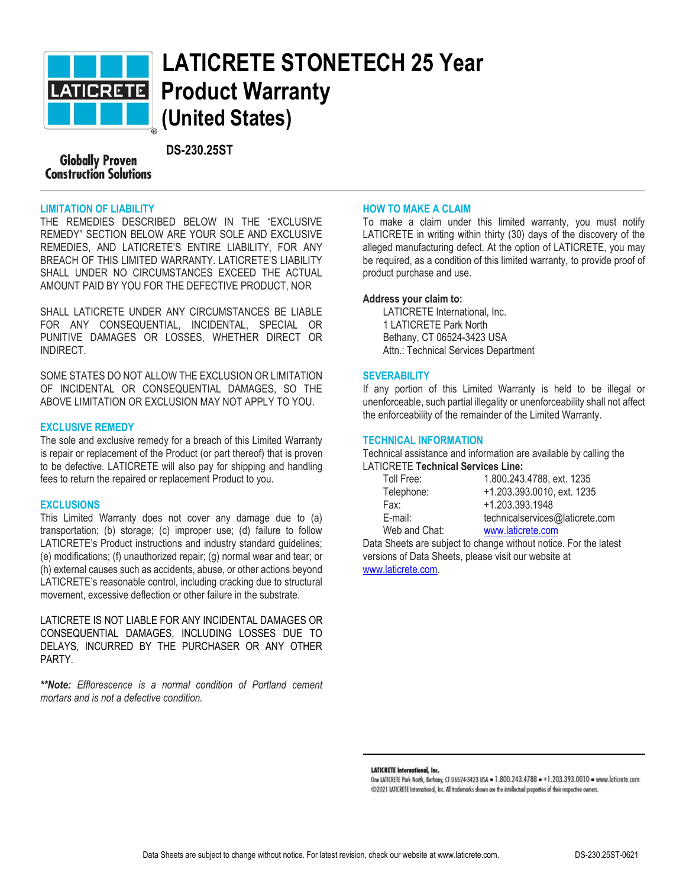# LATICRETE STONETECH 25 Year Product Warranty (United States)

**DS-230.25ST**

Globally Proven Construction Solutions

## LIMITATION OF LIABILITY

THE REMEDIES DESCRIBED BELOW IN THE "EXCLUSIVE REMEDY" SECTION BELOW ARE YOUR SOLE AND EXCLUSIVE REMEDIES, AND LATICRETE'S ENTIRE LIABILITY, FOR ANY BREACH OF THIS LIMITED WARRANTY. LATICRETE'S LIABILITY SHALL UNDER NO CIRCUMSTANCES EXCEED THE ACTUAL AMOUNT PAID BY YOU FOR THE DEFECTIVE PRODUCT, NOR

SHALL LATICRETE UNDER ANY CIRCUMSTANCES BE LIABLE FOR ANY CONSEQUENTIAL, INCIDENTAL, SPECIAL OR PUNITIVE DAMAGES OR LOSSES, WHETHER DIRECT OR INDIRECT.

SOME STATES DO NOT ALLOW THE EXCLUSION OR LIMITATION OF INCIDENTAL OR CONSEQUENTIAL DAMAGES, SO THE ABOVE LIMITATION OR EXCLUSION MAY NOT APPLY TO YOU.

## EXCLUSIVE REMEDY

The sole and exclusive remedy for a breach of this Limited Warranty is repair or replacement of the Product (or part thereof) that is proven to be defective. LATICRETE will also pay for shipping and handling fees to return the repaired or replacement Product to you.

## EXCLUSIONS

This Limited Warranty does not cover any damage due to (a) transportation; (b) storage; (c) improper use; (d) failure to follow LATICRETE's Product instructions and industry standard guidelines; (e) modifications; (f) unauthorized repair; (g) normal wear and tear; or (h) external causes such as accidents, abuse, or other actions beyond LATICRETE's reasonable control, including cracking due to structural movement, excessive deflection or other failure in the substrate.

LATICRETE IS NOT LIABLE FOR ANY INCIDENTAL DAMAGES OR CONSEQUENTIAL DAMAGES, INCLUDING LOSSES DUE TO DELAYS, INCURRED BY THE PURCHASER OR ANY OTHER PARTY.

***\*\*Note:** Efflorescence is a normal condition of Portland cement mortars and is not a defective condition.*

## HOW TO MAKE A CLAIM

To make a claim under this limited warranty, you must notify LATICRETE in writing within thirty (30) days of the discovery of the alleged manufacturing defect. At the option of LATICRETE, you may be required, as a condition of this limited warranty, to provide proof of product purchase and use.

**Address your claim to:**

LATICRETE International, Inc.
1 LATICRETE Park North
Bethany, CT 06524-3423 USA
Attn.: Technical Services Department

## SEVERABILITY

If any portion of this Limited Warranty is held to be illegal or unenforceable, such partial illegality or unenforceability shall not affect the enforceability of the remainder of the Limited Warranty.

## TECHNICAL INFORMATION

Technical assistance and information are available by calling the LATICRETE **Technical Services Line:**

| | |
|---|---|
| Toll Free: | 1.800.243.4788, ext. 1235 |
| Telephone: | +1.203.393.0010, ext. 1235 |
| Fax: | +1.203.393.1948 |
| E-mail: | technicalservices@laticrete.com |
| Web and Chat: | www.laticrete.com |

Data Sheets are subject to change without notice. For the latest versions of Data Sheets, please visit our website at www.laticrete.com.

**LATICRETE International, Inc.**
One LATICRETE Park North, Bethany, CT 06524-3423 USA ▪ 1.800.243.4788 ▪ +1.203.393.0010 ▪ www.laticrete.com
©2021 LATICRETE International, Inc. All trademarks shown are the intellectual properties of their respective owners.

Data Sheets are subject to change without notice. For latest revision, check our website at www.laticrete.com. DS-230.25ST-0621